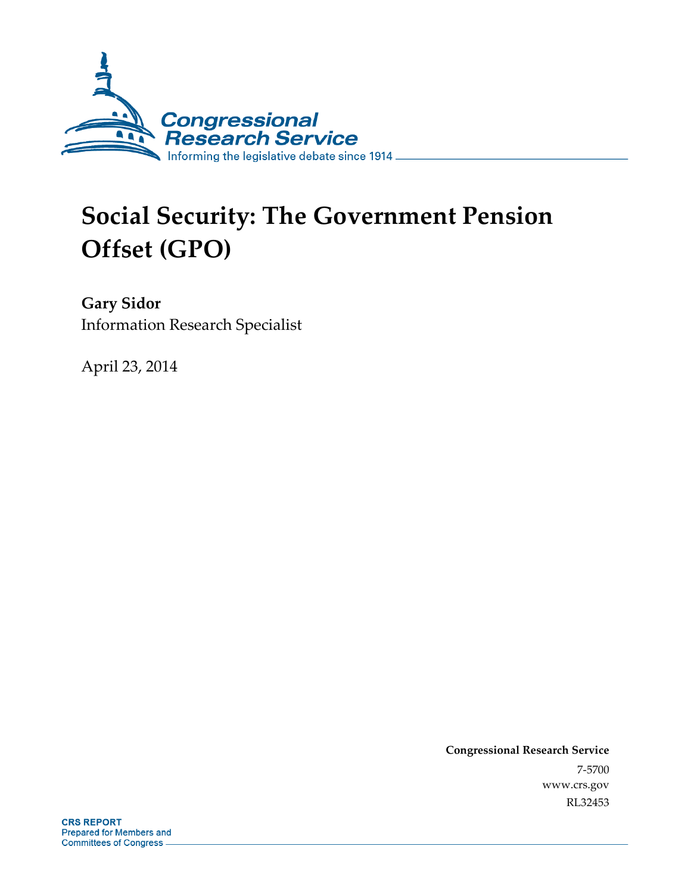Congressional Research Service

Informing the legislative debate since 1914

# Social Security: The Government Pension Offset (GPO)

**Gary Sidor**
Information Research Specialist

April 23, 2014

**Congressional Research Service**
7-5700
www.crs.gov
RL32453

**CRS REPORT**
Prepared for Members and Committees of Congress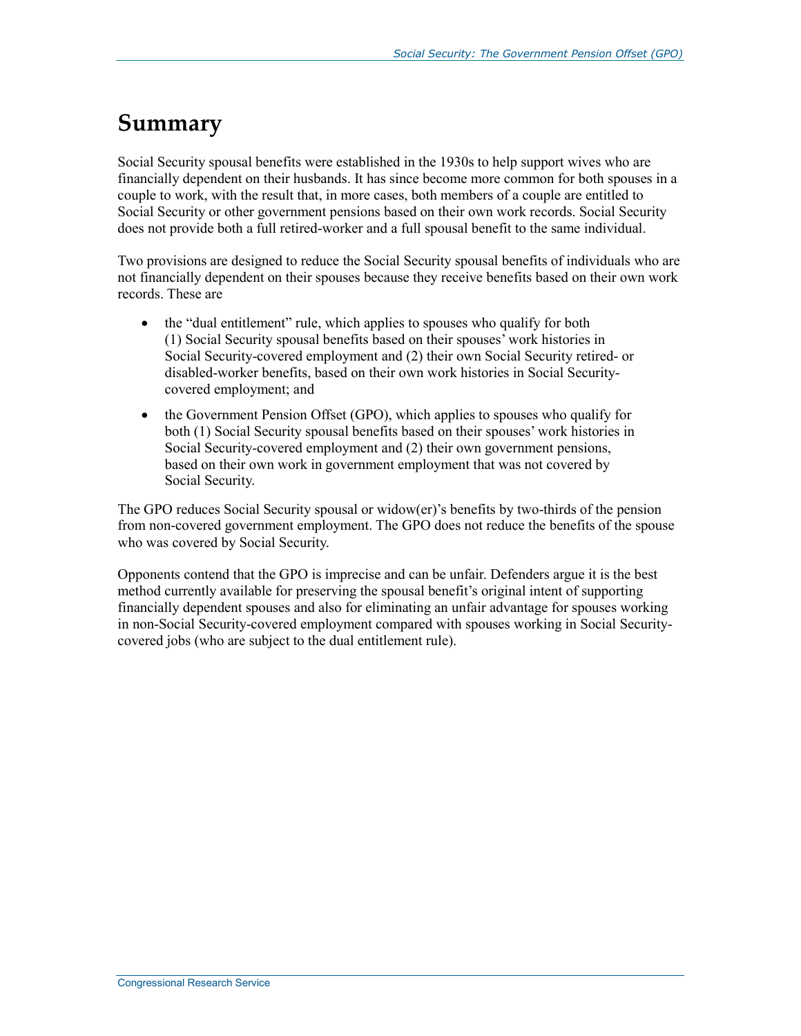# Summary

Social Security spousal benefits were established in the 1930s to help support wives who are financially dependent on their husbands. It has since become more common for both spouses in a couple to work, with the result that, in more cases, both members of a couple are entitled to Social Security or other government pensions based on their own work records. Social Security does not provide both a full retired-worker and a full spousal benefit to the same individual.

Two provisions are designed to reduce the Social Security spousal benefits of individuals who are not financially dependent on their spouses because they receive benefits based on their own work records. These are

- the "dual entitlement" rule, which applies to spouses who qualify for both (1) Social Security spousal benefits based on their spouses' work histories in Social Security-covered employment and (2) their own Social Security retired- or disabled-worker benefits, based on their own work histories in Social Security-covered employment; and
- the Government Pension Offset (GPO), which applies to spouses who qualify for both (1) Social Security spousal benefits based on their spouses' work histories in Social Security-covered employment and (2) their own government pensions, based on their own work in government employment that was not covered by Social Security.

The GPO reduces Social Security spousal or widow(er)'s benefits by two-thirds of the pension from non-covered government employment. The GPO does not reduce the benefits of the spouse who was covered by Social Security.

Opponents contend that the GPO is imprecise and can be unfair. Defenders argue it is the best method currently available for preserving the spousal benefit's original intent of supporting financially dependent spouses and also for eliminating an unfair advantage for spouses working in non-Social Security-covered employment compared with spouses working in Social Security-covered jobs (who are subject to the dual entitlement rule).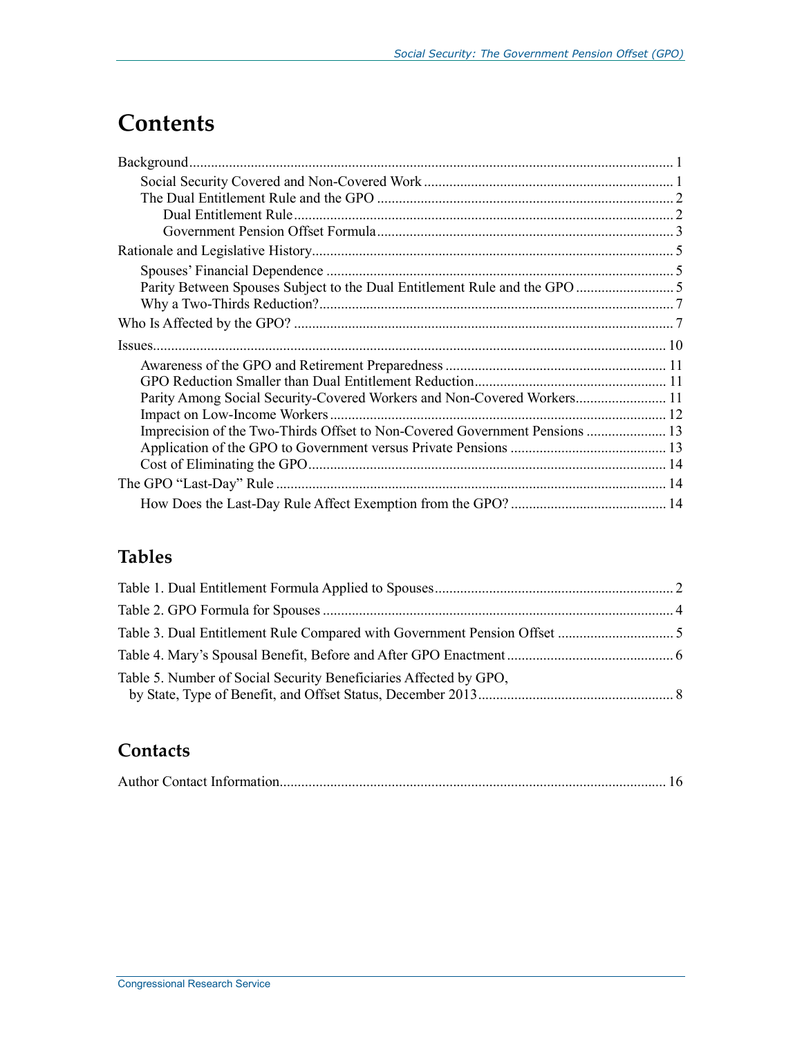# Contents

Background .................................................................................................................................... 1
  Social Security Covered and Non-Covered Work .................................................................... 1
  The Dual Entitlement Rule and the GPO ................................................................................. 2
    Dual Entitlement Rule ........................................................................................................ 2
    Government Pension Offset Formula ................................................................................. 3
Rationale and Legislative History ................................................................................................... 5
  Spouses' Financial Dependence ............................................................................................... 5
  Parity Between Spouses Subject to the Dual Entitlement Rule and the GPO ........................... 5
  Why a Two-Thirds Reduction? ................................................................................................. 7
Who Is Affected by the GPO? ........................................................................................................ 7
Issues ............................................................................................................................................. 10
  Awareness of the GPO and Retirement Preparedness ............................................................ 11
  GPO Reduction Smaller than Dual Entitlement Reduction ..................................................... 11
  Parity Among Social Security-Covered Workers and Non-Covered Workers ......................... 11
  Impact on Low-Income Workers ............................................................................................ 12
  Imprecision of the Two-Thirds Offset to Non-Covered Government Pensions ...................... 13
  Application of the GPO to Government versus Private Pensions ........................................... 13
  Cost of Eliminating the GPO .................................................................................................. 14
The GPO "Last-Day" Rule ........................................................................................................... 14
  How Does the Last-Day Rule Affect Exemption from the GPO? ........................................... 14

## Tables

Table 1. Dual Entitlement Formula Applied to Spouses ................................................................. 2

Table 2. GPO Formula for Spouses ................................................................................................ 4

Table 3. Dual Entitlement Rule Compared with Government Pension Offset ................................ 5

Table 4. Mary's Spousal Benefit, Before and After GPO Enactment .............................................. 6

Table 5. Number of Social Security Beneficiaries Affected by GPO, by State, Type of Benefit, and Offset Status, December 2013 ..................................................... 8

## Contacts

Author Contact Information .......................................................................................................... 16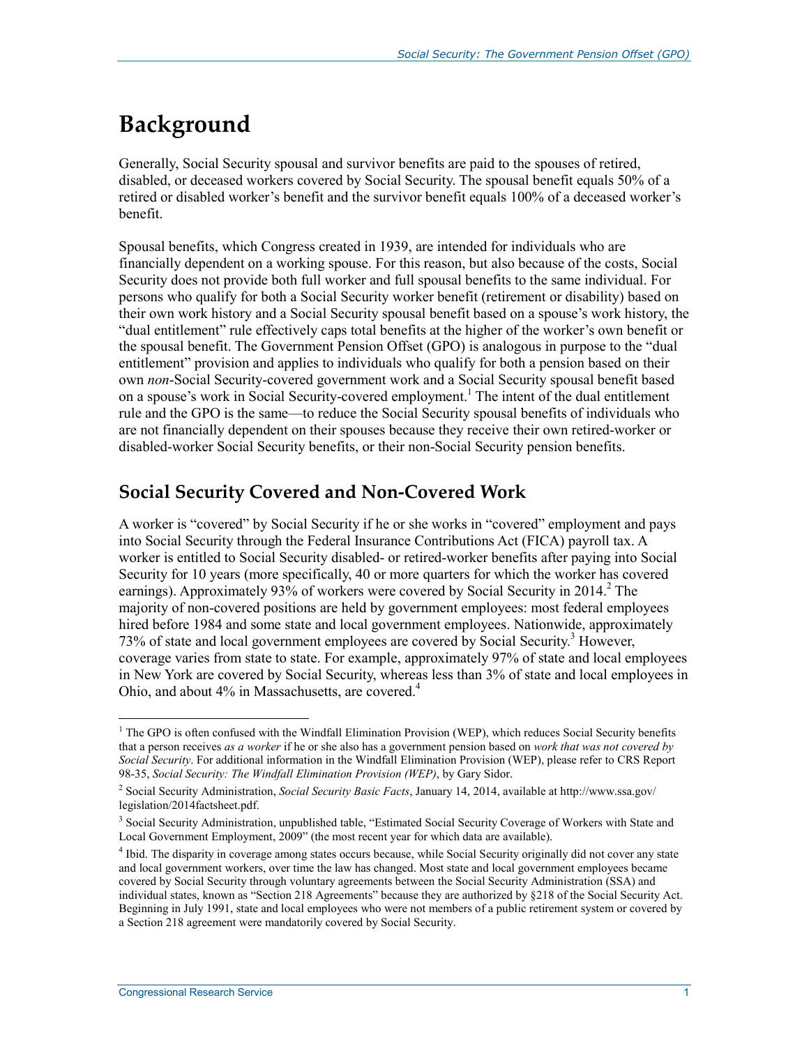# Background

Generally, Social Security spousal and survivor benefits are paid to the spouses of retired, disabled, or deceased workers covered by Social Security. The spousal benefit equals 50% of a retired or disabled worker's benefit and the survivor benefit equals 100% of a deceased worker's benefit.

Spousal benefits, which Congress created in 1939, are intended for individuals who are financially dependent on a working spouse. For this reason, but also because of the costs, Social Security does not provide both full worker and full spousal benefits to the same individual. For persons who qualify for both a Social Security worker benefit (retirement or disability) based on their own work history and a Social Security spousal benefit based on a spouse's work history, the "dual entitlement" rule effectively caps total benefits at the higher of the worker's own benefit or the spousal benefit. The Government Pension Offset (GPO) is analogous in purpose to the "dual entitlement" provision and applies to individuals who qualify for both a pension based on their own *non*-Social Security-covered government work and a Social Security spousal benefit based on a spouse's work in Social Security-covered employment.[1] The intent of the dual entitlement rule and the GPO is the same—to reduce the Social Security spousal benefits of individuals who are not financially dependent on their spouses because they receive their own retired-worker or disabled-worker Social Security benefits, or their non-Social Security pension benefits.

## Social Security Covered and Non-Covered Work

A worker is "covered" by Social Security if he or she works in "covered" employment and pays into Social Security through the Federal Insurance Contributions Act (FICA) payroll tax. A worker is entitled to Social Security disabled- or retired-worker benefits after paying into Social Security for 10 years (more specifically, 40 or more quarters for which the worker has covered earnings). Approximately 93% of workers were covered by Social Security in 2014.[2] The majority of non-covered positions are held by government employees: most federal employees hired before 1984 and some state and local government employees. Nationwide, approximately 73% of state and local government employees are covered by Social Security.[3] However, coverage varies from state to state. For example, approximately 97% of state and local employees in New York are covered by Social Security, whereas less than 3% of state and local employees in Ohio, and about 4% in Massachusetts, are covered.[4]

---

[1] The GPO is often confused with the Windfall Elimination Provision (WEP), which reduces Social Security benefits that a person receives *as a worker* if he or she also has a government pension based on *work that was not covered by Social Security*. For additional information in the Windfall Elimination Provision (WEP), please refer to CRS Report 98-35, *Social Security: The Windfall Elimination Provision (WEP)*, by Gary Sidor.

[2] Social Security Administration, *Social Security Basic Facts*, January 14, 2014, available at http://www.ssa.gov/legislation/2014factsheet.pdf.

[3] Social Security Administration, unpublished table, "Estimated Social Security Coverage of Workers with State and Local Government Employment, 2009" (the most recent year for which data are available).

[4] Ibid. The disparity in coverage among states occurs because, while Social Security originally did not cover any state and local government workers, over time the law has changed. Most state and local government employees became covered by Social Security through voluntary agreements between the Social Security Administration (SSA) and individual states, known as "Section 218 Agreements" because they are authorized by §218 of the Social Security Act. Beginning in July 1991, state and local employees who were not members of a public retirement system or covered by a Section 218 agreement were mandatorily covered by Social Security.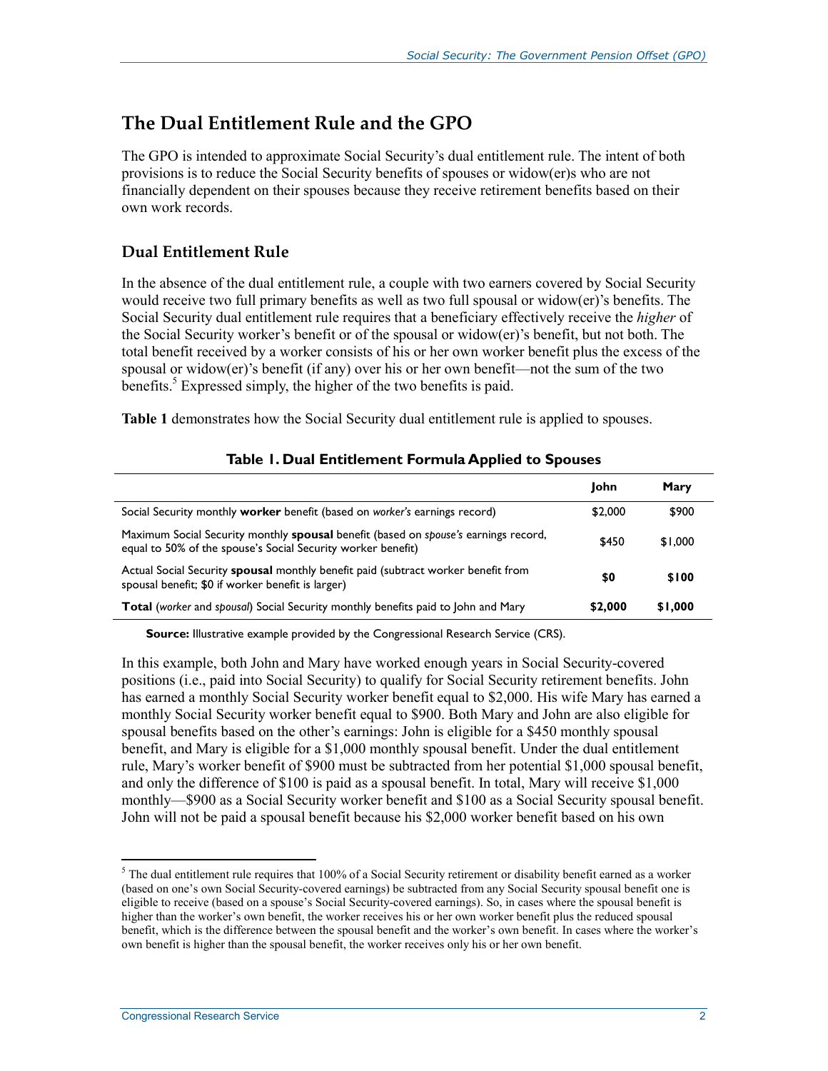## The Dual Entitlement Rule and the GPO

The GPO is intended to approximate Social Security's dual entitlement rule. The intent of both provisions is to reduce the Social Security benefits of spouses or widow(er)s who are not financially dependent on their spouses because they receive retirement benefits based on their own work records.

### Dual Entitlement Rule

In the absence of the dual entitlement rule, a couple with two earners covered by Social Security would receive two full primary benefits as well as two full spousal or widow(er)'s benefits. The Social Security dual entitlement rule requires that a beneficiary effectively receive the *higher* of the Social Security worker's benefit or of the spousal or widow(er)'s benefit, but not both. The total benefit received by a worker consists of his or her own worker benefit plus the excess of the spousal or widow(er)'s benefit (if any) over his or her own benefit—not the sum of the two benefits.[5] Expressed simply, the higher of the two benefits is paid.

**Table 1** demonstrates how the Social Security dual entitlement rule is applied to spouses.

**Table 1. Dual Entitlement Formula Applied to Spouses**

| | John | Mary |
|---|---|---|
| Social Security monthly **worker** benefit (based on *worker's* earnings record) | $2,000 | $900 |
| Maximum Social Security monthly **spousal** benefit (based on *spouse's* earnings record, equal to 50% of the spouse's Social Security worker benefit) | $450 | $1,000 |
| Actual Social Security **spousal** monthly benefit paid (subtract worker benefit from spousal benefit; $0 if worker benefit is larger) | **$0** | **$100** |
| **Total** (*worker* and *spousal*) Social Security monthly benefits paid to John and Mary | **$2,000** | **$1,000** |

**Source:** Illustrative example provided by the Congressional Research Service (CRS).

In this example, both John and Mary have worked enough years in Social Security-covered positions (i.e., paid into Social Security) to qualify for Social Security retirement benefits. John has earned a monthly Social Security worker benefit equal to $2,000. His wife Mary has earned a monthly Social Security worker benefit equal to $900. Both Mary and John are also eligible for spousal benefits based on the other's earnings: John is eligible for a $450 monthly spousal benefit, and Mary is eligible for a $1,000 monthly spousal benefit. Under the dual entitlement rule, Mary's worker benefit of $900 must be subtracted from her potential $1,000 spousal benefit, and only the difference of $100 is paid as a spousal benefit. In total, Mary will receive $1,000 monthly—$900 as a Social Security worker benefit and $100 as a Social Security spousal benefit. John will not be paid a spousal benefit because his $2,000 worker benefit based on his own

[5] The dual entitlement rule requires that 100% of a Social Security retirement or disability benefit earned as a worker (based on one's own Social Security-covered earnings) be subtracted from any Social Security spousal benefit one is eligible to receive (based on a spouse's Social Security-covered earnings). So, in cases where the spousal benefit is higher than the worker's own benefit, the worker receives his or her own worker benefit plus the reduced spousal benefit, which is the difference between the spousal benefit and the worker's own benefit. In cases where the worker's own benefit is higher than the spousal benefit, the worker receives only his or her own benefit.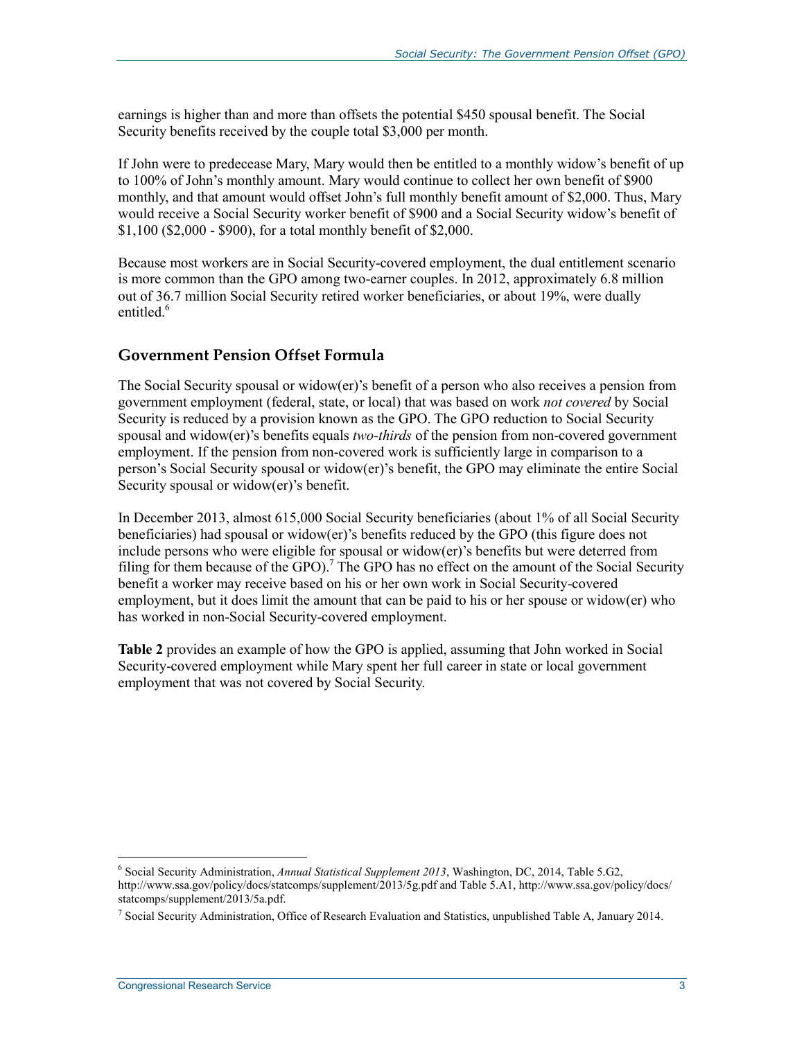earnings is higher than and more than offsets the potential $450 spousal benefit. The Social Security benefits received by the couple total $3,000 per month.

If John were to predecease Mary, Mary would then be entitled to a monthly widow's benefit of up to 100% of John's monthly amount. Mary would continue to collect her own benefit of $900 monthly, and that amount would offset John's full monthly benefit amount of $2,000. Thus, Mary would receive a Social Security worker benefit of $900 and a Social Security widow's benefit of $1,100 ($2,000 - $900), for a total monthly benefit of $2,000.

Because most workers are in Social Security-covered employment, the dual entitlement scenario is more common than the GPO among two-earner couples. In 2012, approximately 6.8 million out of 36.7 million Social Security retired worker beneficiaries, or about 19%, were dually entitled.[6]

## Government Pension Offset Formula

The Social Security spousal or widow(er)'s benefit of a person who also receives a pension from government employment (federal, state, or local) that was based on work *not covered* by Social Security is reduced by a provision known as the GPO. The GPO reduction to Social Security spousal and widow(er)'s benefits equals *two-thirds* of the pension from non-covered government employment. If the pension from non-covered work is sufficiently large in comparison to a person's Social Security spousal or widow(er)'s benefit, the GPO may eliminate the entire Social Security spousal or widow(er)'s benefit.

In December 2013, almost 615,000 Social Security beneficiaries (about 1% of all Social Security beneficiaries) had spousal or widow(er)'s benefits reduced by the GPO (this figure does not include persons who were eligible for spousal or widow(er)'s benefits but were deterred from filing for them because of the GPO).[7] The GPO has no effect on the amount of the Social Security benefit a worker may receive based on his or her own work in Social Security-covered employment, but it does limit the amount that can be paid to his or her spouse or widow(er) who has worked in non-Social Security-covered employment.

**Table 2** provides an example of how the GPO is applied, assuming that John worked in Social Security-covered employment while Mary spent her full career in state or local government employment that was not covered by Social Security.

---

[6] Social Security Administration, *Annual Statistical Supplement 2013*, Washington, DC, 2014, Table 5.G2, http://www.ssa.gov/policy/docs/statcomps/supplement/2013/5g.pdf and Table 5.A1, http://www.ssa.gov/policy/docs/statcomps/supplement/2013/5a.pdf.

[7] Social Security Administration, Office of Research Evaluation and Statistics, unpublished Table A, January 2014.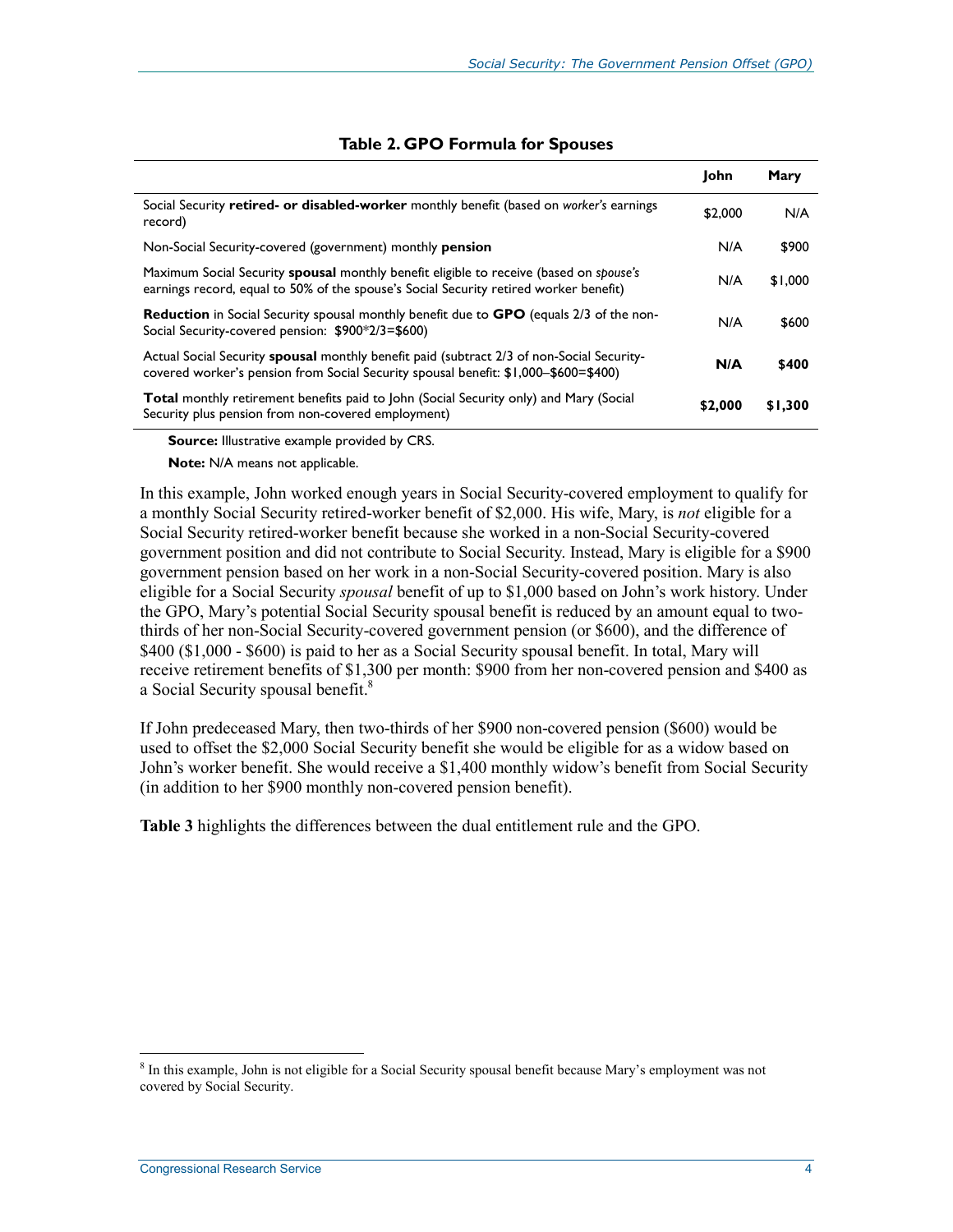**Table 2. GPO Formula for Spouses**

| | John | Mary |
|---|---|---|
| Social Security **retired- or disabled-worker** monthly benefit (based on *worker's* earnings record) | $2,000 | N/A |
| Non-Social Security-covered (government) monthly **pension** | N/A | $900 |
| Maximum Social Security **spousal** monthly benefit eligible to receive (based on *spouse's* earnings record, equal to 50% of the spouse's Social Security retired worker benefit) | N/A | $1,000 |
| **Reduction** in Social Security spousal monthly benefit due to **GPO** (equals 2/3 of the non-Social Security-covered pension: $900*2/3=$600) | N/A | $600 |
| Actual Social Security **spousal** monthly benefit paid (subtract 2/3 of non-Social Security-covered worker's pension from Social Security spousal benefit: $1,000–$600=$400) | **N/A** | **$400** |
| **Total** monthly retirement benefits paid to John (Social Security only) and Mary (Social Security plus pension from non-covered employment) | **$2,000** | **$1,300** |

**Source:** Illustrative example provided by CRS.

**Note:** N/A means not applicable.

In this example, John worked enough years in Social Security-covered employment to qualify for a monthly Social Security retired-worker benefit of $2,000. His wife, Mary, is *not* eligible for a Social Security retired-worker benefit because she worked in a non-Social Security-covered government position and did not contribute to Social Security. Instead, Mary is eligible for a $900 government pension based on her work in a non-Social Security-covered position. Mary is also eligible for a Social Security *spousal* benefit of up to $1,000 based on John's work history. Under the GPO, Mary's potential Social Security spousal benefit is reduced by an amount equal to two-thirds of her non-Social Security-covered government pension (or $600), and the difference of $400 ($1,000 - $600) is paid to her as a Social Security spousal benefit. In total, Mary will receive retirement benefits of $1,300 per month: $900 from her non-covered pension and $400 as a Social Security spousal benefit.[8]

If John predeceased Mary, then two-thirds of her $900 non-covered pension ($600) would be used to offset the $2,000 Social Security benefit she would be eligible for as a widow based on John's worker benefit. She would receive a $1,400 monthly widow's benefit from Social Security (in addition to her $900 monthly non-covered pension benefit).

**Table 3** highlights the differences between the dual entitlement rule and the GPO.

---

[8] In this example, John is not eligible for a Social Security spousal benefit because Mary's employment was not covered by Social Security.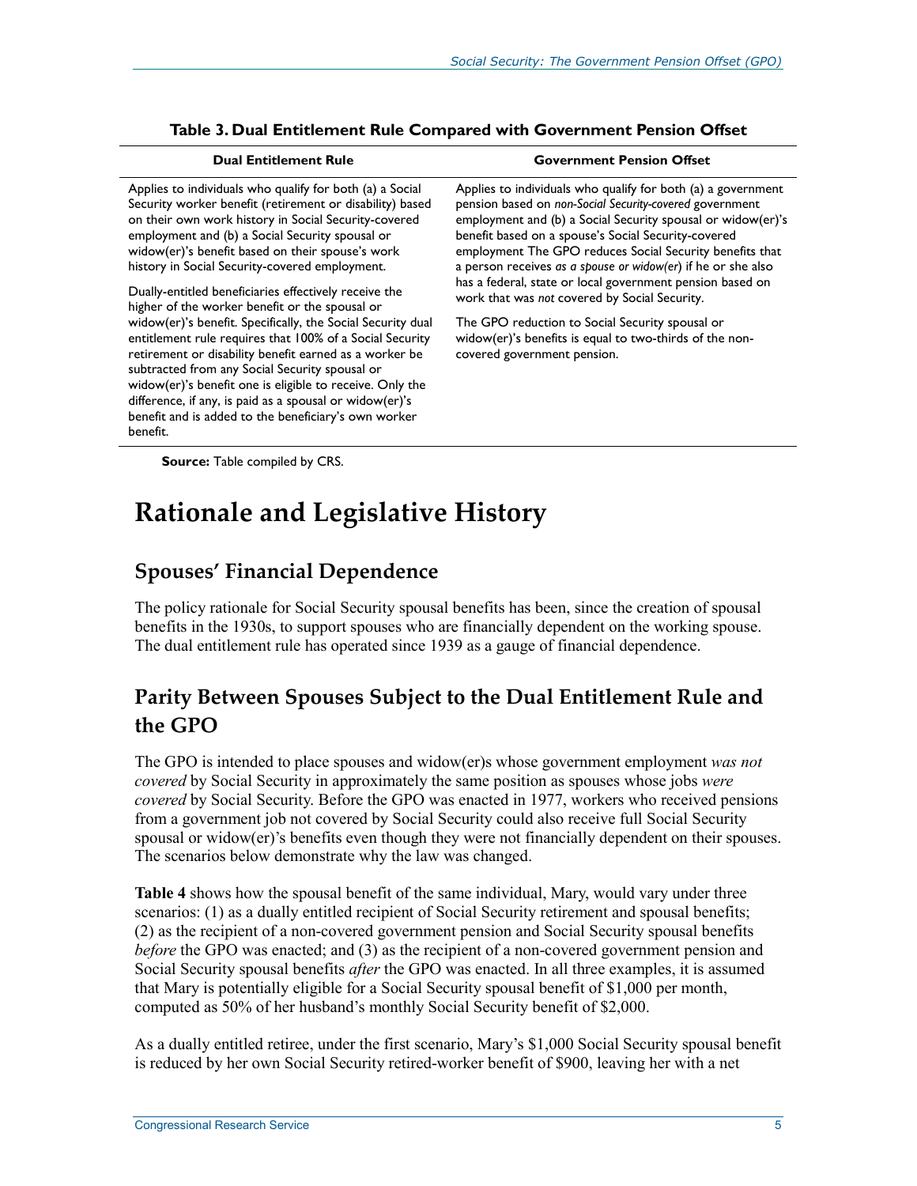**Table 3. Dual Entitlement Rule Compared with Government Pension Offset**

| Dual Entitlement Rule | Government Pension Offset |
| --- | --- |
| Applies to individuals who qualify for both (a) a Social Security worker benefit (retirement or disability) based on their own work history in Social Security-covered employment and (b) a Social Security spouse or widow(er)'s benefit based on their spouse's work history in Social Security-covered employment.<br><br>Dually-entitled beneficiaries effectively receive the higher of the worker benefit or the spousal or widow(er)'s benefit. Specifically, the Social Security dual entitlement rule requires that 100% of a Social Security retirement or disability benefit earned as a worker be subtracted from any Social Security spousal or widow(er)'s benefit one is eligible to receive. Only the difference, if any, is paid as a spousal or widow(er)'s benefit and is added to the beneficiary's own worker benefit. | Applies to individuals who qualify for both (a) a government pension based on *non-Social Security-covered* government employment and (b) a Social Security spousal or widow(er)'s benefit based on a spouse's Social Security-covered employment The GPO reduces Social Security benefits that a person receives *as a spouse or widow(er)* if he or she also has a federal, state or local government pension based on work that was *not* covered by Social Security.<br><br>The GPO reduction to Social Security spousal or widow(er)'s benefits is equal to two-thirds of the non-covered government pension. |

**Source:** Table compiled by CRS.

# Rationale and Legislative History

## Spouses' Financial Dependence

The policy rationale for Social Security spousal benefits has been, since the creation of spousal benefits in the 1930s, to support spouses who are financially dependent on the working spouse. The dual entitlement rule has operated since 1939 as a gauge of financial dependence.

## Parity Between Spouses Subject to the Dual Entitlement Rule and the GPO

The GPO is intended to place spouses and widow(er)s whose government employment *was not covered* by Social Security in approximately the same position as spouses whose jobs *were covered* by Social Security. Before the GPO was enacted in 1977, workers who received pensions from a government job not covered by Social Security could also receive full Social Security spousal or widow(er)'s benefits even though they were not financially dependent on their spouses. The scenarios below demonstrate why the law was changed.

**Table 4** shows how the spousal benefit of the same individual, Mary, would vary under three scenarios: (1) as a dually entitled recipient of Social Security retirement and spousal benefits; (2) as the recipient of a non-covered government pension and Social Security spousal benefits *before* the GPO was enacted; and (3) as the recipient of a non-covered government pension and Social Security spousal benefits *after* the GPO was enacted. In all three examples, it is assumed that Mary is potentially eligible for a Social Security spousal benefit of $1,000 per month, computed as 50% of her husband's monthly Social Security benefit of $2,000.

As a dually entitled retiree, under the first scenario, Mary's $1,000 Social Security spousal benefit is reduced by her own Social Security retired-worker benefit of $900, leaving her with a net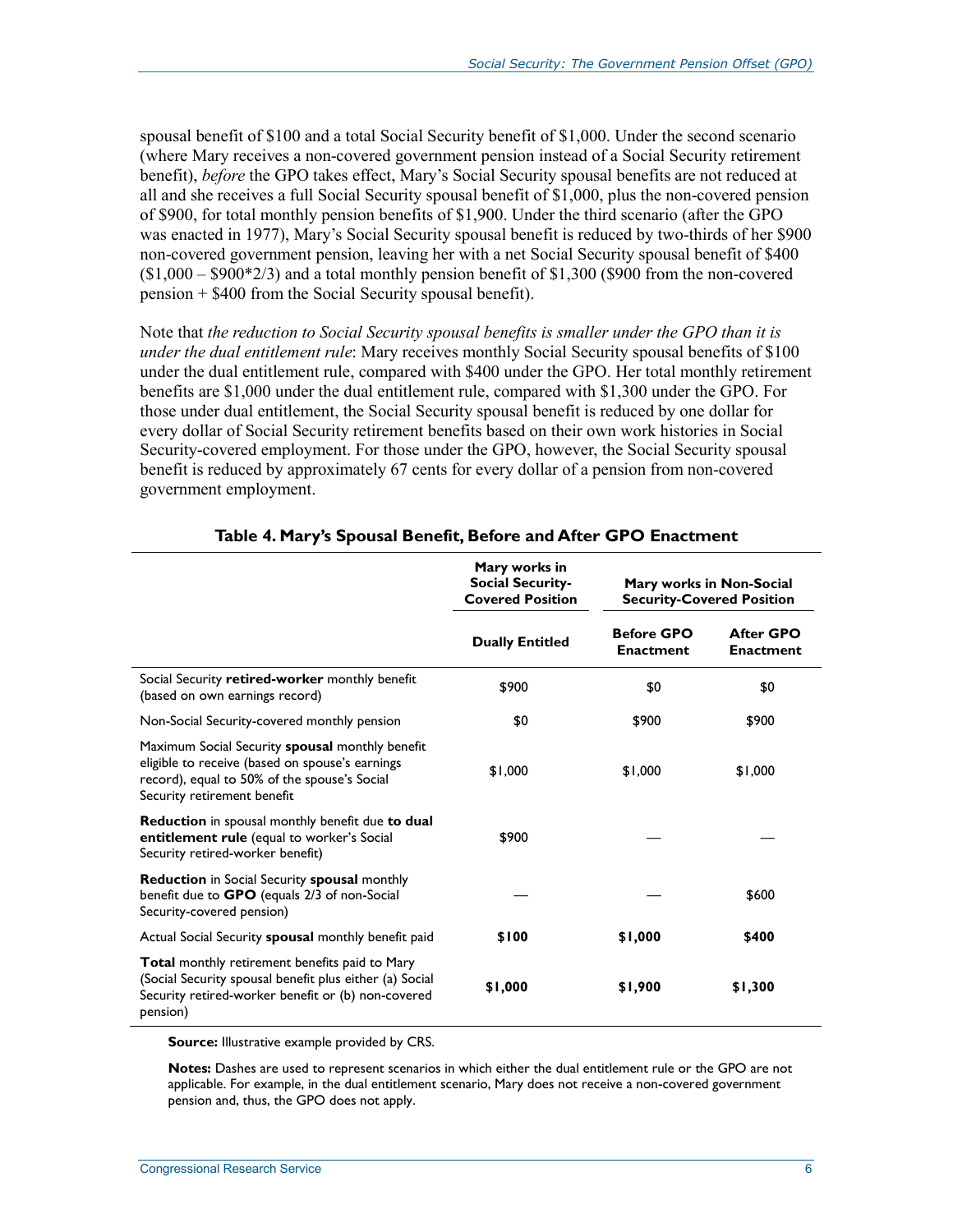spousal benefit of $100 and a total Social Security benefit of $1,000. Under the second scenario (where Mary receives a non-covered government pension instead of a Social Security retirement benefit), *before* the GPO takes effect, Mary's Social Security spousal benefits are not reduced at all and she receives a full Social Security spousal benefit of $1,000, plus the non-covered pension of $900, for total monthly pension benefits of $1,900. Under the third scenario (after the GPO was enacted in 1977), Mary's Social Security spousal benefit is reduced by two-thirds of her $900 non-covered government pension, leaving her with a net Social Security spousal benefit of $400 ($1,000 – $900*2/3) and a total monthly pension benefit of $1,300 ($900 from the non-covered pension + $400 from the Social Security spousal benefit).

Note that *the reduction to Social Security spousal benefits is smaller under the GPO than it is under the dual entitlement rule*: Mary receives monthly Social Security spousal benefits of $100 under the dual entitlement rule, compared with $400 under the GPO. Her total monthly retirement benefits are $1,000 under the dual entitlement rule, compared with $1,300 under the GPO. For those under dual entitlement, the Social Security spousal benefit is reduced by one dollar for every dollar of Social Security retirement benefits based on their own work histories in Social Security-covered employment. For those under the GPO, however, the Social Security spousal benefit is reduced by approximately 67 cents for every dollar of a pension from non-covered government employment.

**Table 4. Mary's Spousal Benefit, Before and After GPO Enactment**

| | Mary works in Social Security-Covered Position | Mary works in Non-Social Security-Covered Position | |
|---|---|---|---|
| | **Dually Entitled** | **Before GPO Enactment** | **After GPO Enactment** |
| Social Security **retired-worker** monthly benefit (based on own earnings record) | $900 | $0 | $0 |
| Non-Social Security-covered monthly pension | $0 | $900 | $900 |
| Maximum Social Security **spousal** monthly benefit eligible to receive (based on spouse's earnings record), equal to 50% of the spouse's Social Security retirement benefit | $1,000 | $1,000 | $1,000 |
| **Reduction** in spousal monthly benefit due **to dual entitlement rule** (equal to worker's Social Security retired-worker benefit) | $900 | — | — |
| **Reduction** in Social Security **spousal** monthly benefit due to **GPO** (equals 2/3 of non-Social Security-covered pension) | — | — | $600 |
| Actual Social Security **spousal** monthly benefit paid | **$100** | **$1,000** | **$400** |
| **Total** monthly retirement benefits paid to Mary (Social Security spousal benefit plus either (a) Social Security retired-worker benefit or (b) non-covered pension) | **$1,000** | **$1,900** | **$1,300** |

**Source:** Illustrative example provided by CRS.

**Notes:** Dashes are used to represent scenarios in which either the dual entitlement rule or the GPO are not applicable. For example, in the dual entitlement scenario, Mary does not receive a non-covered government pension and, thus, the GPO does not apply.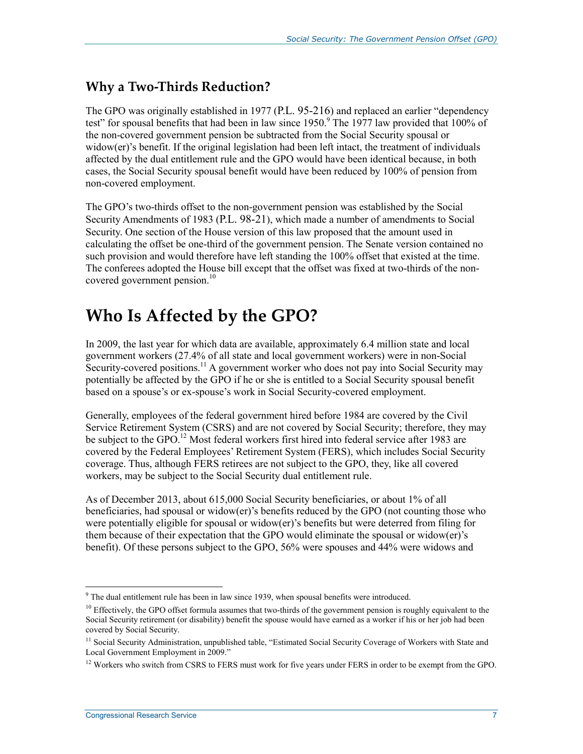## Why a Two-Thirds Reduction?

The GPO was originally established in 1977 (P.L. 95-216) and replaced an earlier "dependency test" for spousal benefits that had been in law since 1950.[9] The 1977 law provided that 100% of the non-covered government pension be subtracted from the Social Security spousal or widow(er)'s benefit. If the original legislation had been left intact, the treatment of individuals affected by the dual entitlement rule and the GPO would have been identical because, in both cases, the Social Security spousal benefit would have been reduced by 100% of pension from non-covered employment.

The GPO's two-thirds offset to the non-government pension was established by the Social Security Amendments of 1983 (P.L. 98-21), which made a number of amendments to Social Security. One section of the House version of this law proposed that the amount used in calculating the offset be one-third of the government pension. The Senate version contained no such provision and would therefore have left standing the 100% offset that existed at the time. The conferees adopted the House bill except that the offset was fixed at two-thirds of the non-covered government pension.[10]

# Who Is Affected by the GPO?

In 2009, the last year for which data are available, approximately 6.4 million state and local government workers (27.4% of all state and local government workers) were in non-Social Security-covered positions.[11] A government worker who does not pay into Social Security may potentially be affected by the GPO if he or she is entitled to a Social Security spousal benefit based on a spouse's or ex-spouse's work in Social Security-covered employment.

Generally, employees of the federal government hired before 1984 are covered by the Civil Service Retirement System (CSRS) and are not covered by Social Security; therefore, they may be subject to the GPO.[12] Most federal workers first hired into federal service after 1983 are covered by the Federal Employees' Retirement System (FERS), which includes Social Security coverage. Thus, although FERS retirees are not subject to the GPO, they, like all covered workers, may be subject to the Social Security dual entitlement rule.

As of December 2013, about 615,000 Social Security beneficiaries, or about 1% of all beneficiaries, had spousal or widow(er)'s benefits reduced by the GPO (not counting those who were potentially eligible for spousal or widow(er)'s benefits but were deterred from filing for them because of their expectation that the GPO would eliminate the spousal or widow(er)'s benefit). Of these persons subject to the GPO, 56% were spouses and 44% were widows and

---

[9] The dual entitlement rule has been in law since 1939, when spousal benefits were introduced.

[10] Effectively, the GPO offset formula assumes that two-thirds of the government pension is roughly equivalent to the Social Security retirement (or disability) benefit the spouse would have earned as a worker if his or her job had been covered by Social Security.

[11] Social Security Administration, unpublished table, "Estimated Social Security Coverage of Workers with State and Local Government Employment in 2009."

[12] Workers who switch from CSRS to FERS must work for five years under FERS in order to be exempt from the GPO.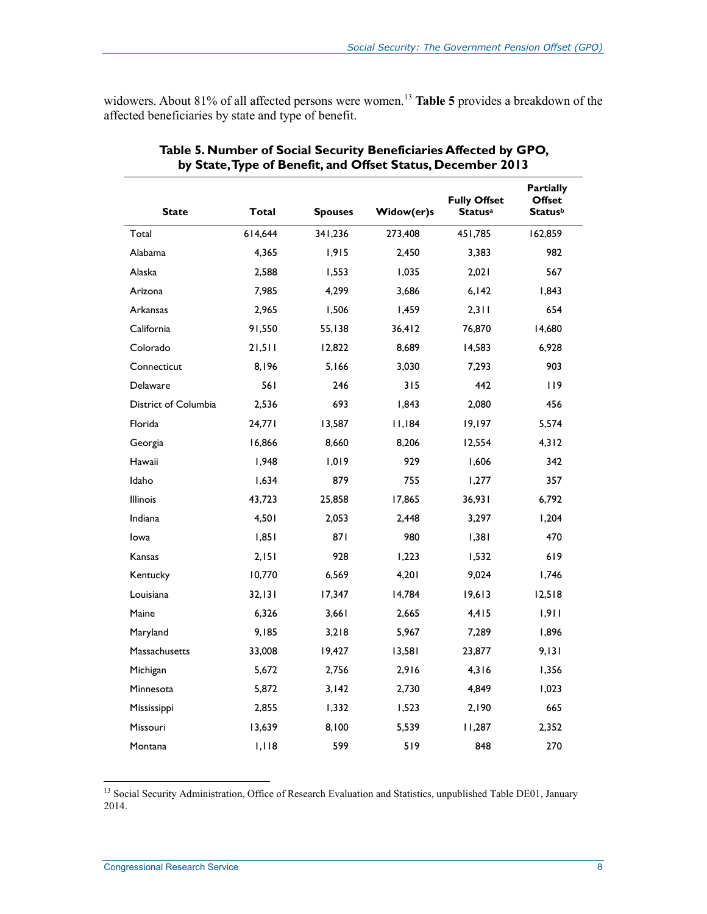widowers. About 81% of all affected persons were women.[13] **Table 5** provides a breakdown of the affected beneficiaries by state and type of benefit.

**Table 5. Number of Social Security Beneficiaries Affected by GPO, by State, Type of Benefit, and Offset Status, December 2013**

| State | Total | Spouses | Widow(er)s | Fully Offset Status[a] | Partially Offset Status[b] |
|---|---|---|---|---|---|
| Total | 614,644 | 341,236 | 273,408 | 451,785 | 162,859 |
| Alabama | 4,365 | 1,915 | 2,450 | 3,383 | 982 |
| Alaska | 2,588 | 1,553 | 1,035 | 2,021 | 567 |
| Arizona | 7,985 | 4,299 | 3,686 | 6,142 | 1,843 |
| Arkansas | 2,965 | 1,506 | 1,459 | 2,311 | 654 |
| California | 91,550 | 55,138 | 36,412 | 76,870 | 14,680 |
| Colorado | 21,511 | 12,822 | 8,689 | 14,583 | 6,928 |
| Connecticut | 8,196 | 5,166 | 3,030 | 7,293 | 903 |
| Delaware | 561 | 246 | 315 | 442 | 119 |
| District of Columbia | 2,536 | 693 | 1,843 | 2,080 | 456 |
| Florida | 24,771 | 13,587 | 11,184 | 19,197 | 5,574 |
| Georgia | 16,866 | 8,660 | 8,206 | 12,554 | 4,312 |
| Hawaii | 1,948 | 1,019 | 929 | 1,606 | 342 |
| Idaho | 1,634 | 879 | 755 | 1,277 | 357 |
| Illinois | 43,723 | 25,858 | 17,865 | 36,931 | 6,792 |
| Indiana | 4,501 | 2,053 | 2,448 | 3,297 | 1,204 |
| Iowa | 1,851 | 871 | 980 | 1,381 | 470 |
| Kansas | 2,151 | 928 | 1,223 | 1,532 | 619 |
| Kentucky | 10,770 | 6,569 | 4,201 | 9,024 | 1,746 |
| Louisiana | 32,131 | 17,347 | 14,784 | 19,613 | 12,518 |
| Maine | 6,326 | 3,661 | 2,665 | 4,415 | 1,911 |
| Maryland | 9,185 | 3,218 | 5,967 | 7,289 | 1,896 |
| Massachusetts | 33,008 | 19,427 | 13,581 | 23,877 | 9,131 |
| Michigan | 5,672 | 2,756 | 2,916 | 4,316 | 1,356 |
| Minnesota | 5,872 | 3,142 | 2,730 | 4,849 | 1,023 |
| Mississippi | 2,855 | 1,332 | 1,523 | 2,190 | 665 |
| Missouri | 13,639 | 8,100 | 5,539 | 11,287 | 2,352 |
| Montana | 1,118 | 599 | 519 | 848 | 270 |

[13] Social Security Administration, Office of Research Evaluation and Statistics, unpublished Table DE01, January 2014.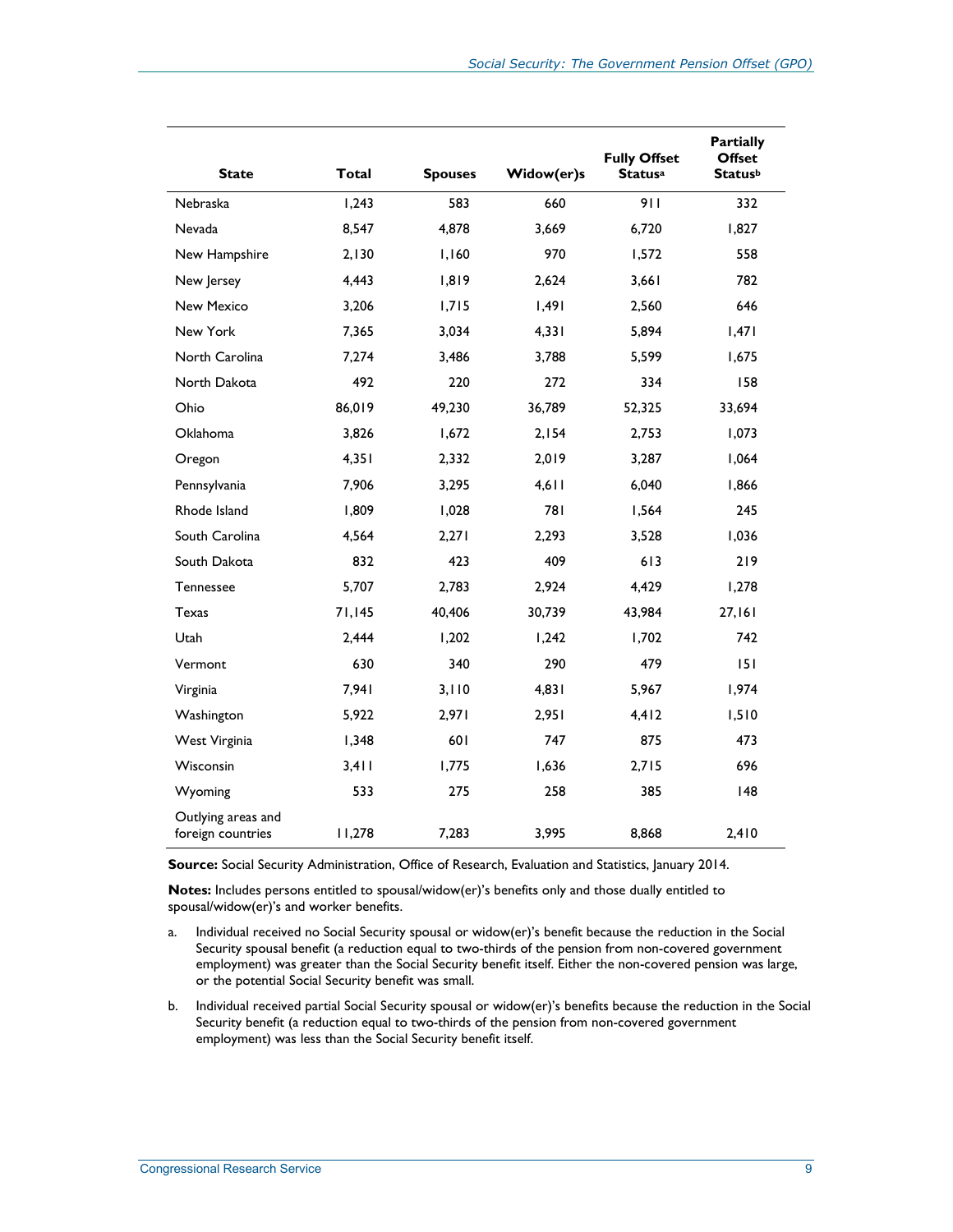| State | Total | Spouses | Widow(er)s | Fully Offset Status[a] | Partially Offset Status[b] |
|---|---|---|---|---|---|
| Nebraska | 1,243 | 583 | 660 | 911 | 332 |
| Nevada | 8,547 | 4,878 | 3,669 | 6,720 | 1,827 |
| New Hampshire | 2,130 | 1,160 | 970 | 1,572 | 558 |
| New Jersey | 4,443 | 1,819 | 2,624 | 3,661 | 782 |
| New Mexico | 3,206 | 1,715 | 1,491 | 2,560 | 646 |
| New York | 7,365 | 3,034 | 4,331 | 5,894 | 1,471 |
| North Carolina | 7,274 | 3,486 | 3,788 | 5,599 | 1,675 |
| North Dakota | 492 | 220 | 272 | 334 | 158 |
| Ohio | 86,019 | 49,230 | 36,789 | 52,325 | 33,694 |
| Oklahoma | 3,826 | 1,672 | 2,154 | 2,753 | 1,073 |
| Oregon | 4,351 | 2,332 | 2,019 | 3,287 | 1,064 |
| Pennsylvania | 7,906 | 3,295 | 4,611 | 6,040 | 1,866 |
| Rhode Island | 1,809 | 1,028 | 781 | 1,564 | 245 |
| South Carolina | 4,564 | 2,271 | 2,293 | 3,528 | 1,036 |
| South Dakota | 832 | 423 | 409 | 613 | 219 |
| Tennessee | 5,707 | 2,783 | 2,924 | 4,429 | 1,278 |
| Texas | 71,145 | 40,406 | 30,739 | 43,984 | 27,161 |
| Utah | 2,444 | 1,202 | 1,242 | 1,702 | 742 |
| Vermont | 630 | 340 | 290 | 479 | 151 |
| Virginia | 7,941 | 3,110 | 4,831 | 5,967 | 1,974 |
| Washington | 5,922 | 2,971 | 2,951 | 4,412 | 1,510 |
| West Virginia | 1,348 | 601 | 747 | 875 | 473 |
| Wisconsin | 3,411 | 1,775 | 1,636 | 2,715 | 696 |
| Wyoming | 533 | 275 | 258 | 385 | 148 |
| Outlying areas and foreign countries | 11,278 | 7,283 | 3,995 | 8,868 | 2,410 |

**Source:** Social Security Administration, Office of Research, Evaluation and Statistics, January 2014.

**Notes:** Includes persons entitled to spousal/widow(er)'s benefits only and those dually entitled to spousal/widow(er)'s and worker benefits.

a. Individual received no Social Security spousal or widow(er)'s benefit because the reduction in the Social Security spousal benefit (a reduction equal to two-thirds of the pension from non-covered government employment) was greater than the Social Security benefit itself. Either the non-covered pension was large, or the potential Social Security benefit was small.

b. Individual received partial Social Security spousal or widow(er)'s benefits because the reduction in the Social Security benefit (a reduction equal to two-thirds of the pension from non-covered government employment) was less than the Social Security benefit itself.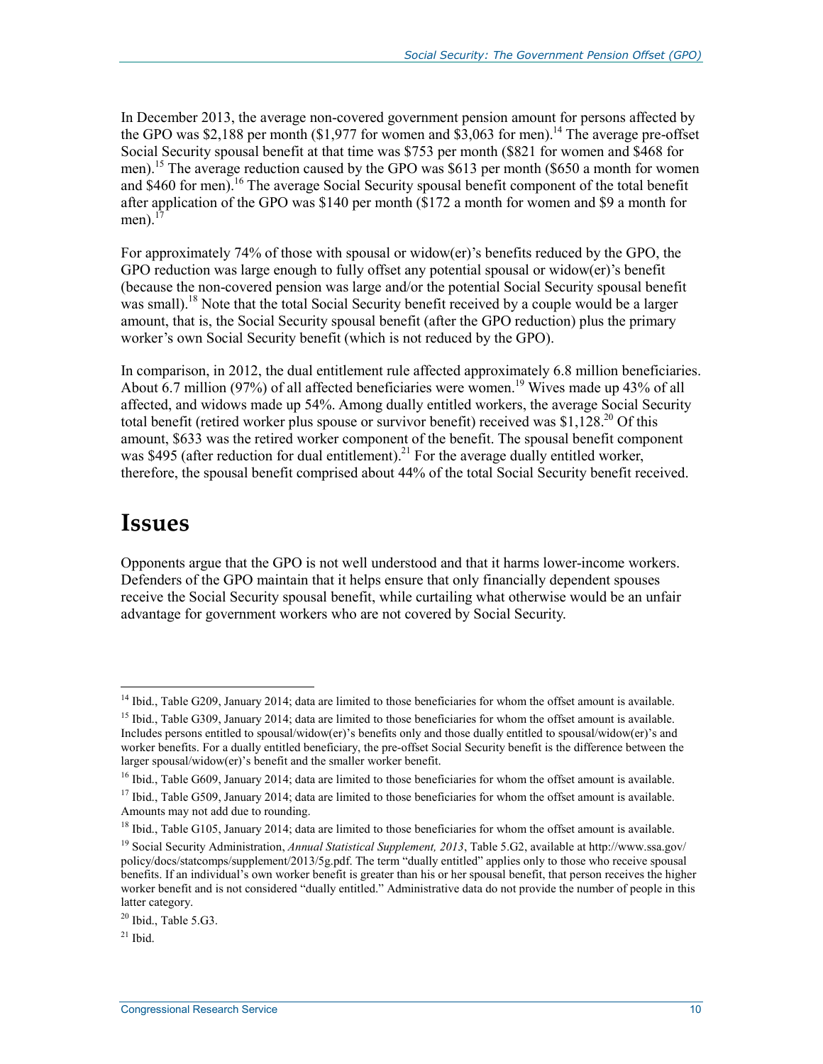In December 2013, the average non-covered government pension amount for persons affected by the GPO was $2,188 per month ($1,977 for women and $3,063 for men).[14] The average pre-offset Social Security spousal benefit at that time was $753 per month ($821 for women and $468 for men).[15] The average reduction caused by the GPO was $613 per month ($650 a month for women and $460 for men).[16] The average Social Security spousal benefit component of the total benefit after application of the GPO was $140 per month ($172 a month for women and $9 a month for men).[17]

For approximately 74% of those with spousal or widow(er)'s benefits reduced by the GPO, the GPO reduction was large enough to fully offset any potential spousal or widow(er)'s benefit (because the non-covered pension was large and/or the potential Social Security spousal benefit was small).[18] Note that the total Social Security benefit received by a couple would be a larger amount, that is, the Social Security spousal benefit (after the GPO reduction) plus the primary worker's own Social Security benefit (which is not reduced by the GPO).

In comparison, in 2012, the dual entitlement rule affected approximately 6.8 million beneficiaries. About 6.7 million (97%) of all affected beneficiaries were women.[19] Wives made up 43% of all affected, and widows made up 54%. Among dually entitled workers, the average Social Security total benefit (retired worker plus spouse or survivor benefit) received was $1,128.[20] Of this amount, $633 was the retired worker component of the benefit. The spousal benefit component was $495 (after reduction for dual entitlement).[21] For the average dually entitled worker, therefore, the spousal benefit comprised about 44% of the total Social Security benefit received.

# Issues

Opponents argue that the GPO is not well understood and that it harms lower-income workers. Defenders of the GPO maintain that it helps ensure that only financially dependent spouses receive the Social Security spousal benefit, while curtailing what otherwise would be an unfair advantage for government workers who are not covered by Social Security.

---

[14] Ibid., Table G209, January 2014; data are limited to those beneficiaries for whom the offset amount is available.

[15] Ibid., Table G309, January 2014; data are limited to those beneficiaries for whom the offset amount is available. Includes persons entitled to spousal/widow(er)'s benefits only and those dually entitled to spousal/widow(er)'s and worker benefits. For a dually entitled beneficiary, the pre-offset Social Security benefit is the difference between the larger spousal/widow(er)'s benefit and the smaller worker benefit.

[16] Ibid., Table G609, January 2014; data are limited to those beneficiaries for whom the offset amount is available.

[17] Ibid., Table G509, January 2014; data are limited to those beneficiaries for whom the offset amount is available. Amounts may not add due to rounding.

[18] Ibid., Table G105, January 2014; data are limited to those beneficiaries for whom the offset amount is available.

[19] Social Security Administration, *Annual Statistical Supplement, 2013*, Table 5.G2, available at http://www.ssa.gov/policy/docs/statcomps/supplement/2013/5g.pdf. The term "dually entitled" applies only to those who receive spousal benefits. If an individual's own worker benefit is greater than his or her spousal benefit, that person receives the higher worker benefit and is not considered "dually entitled." Administrative data do not provide the number of people in this latter category.

[20] Ibid., Table 5.G3.

[21] Ibid.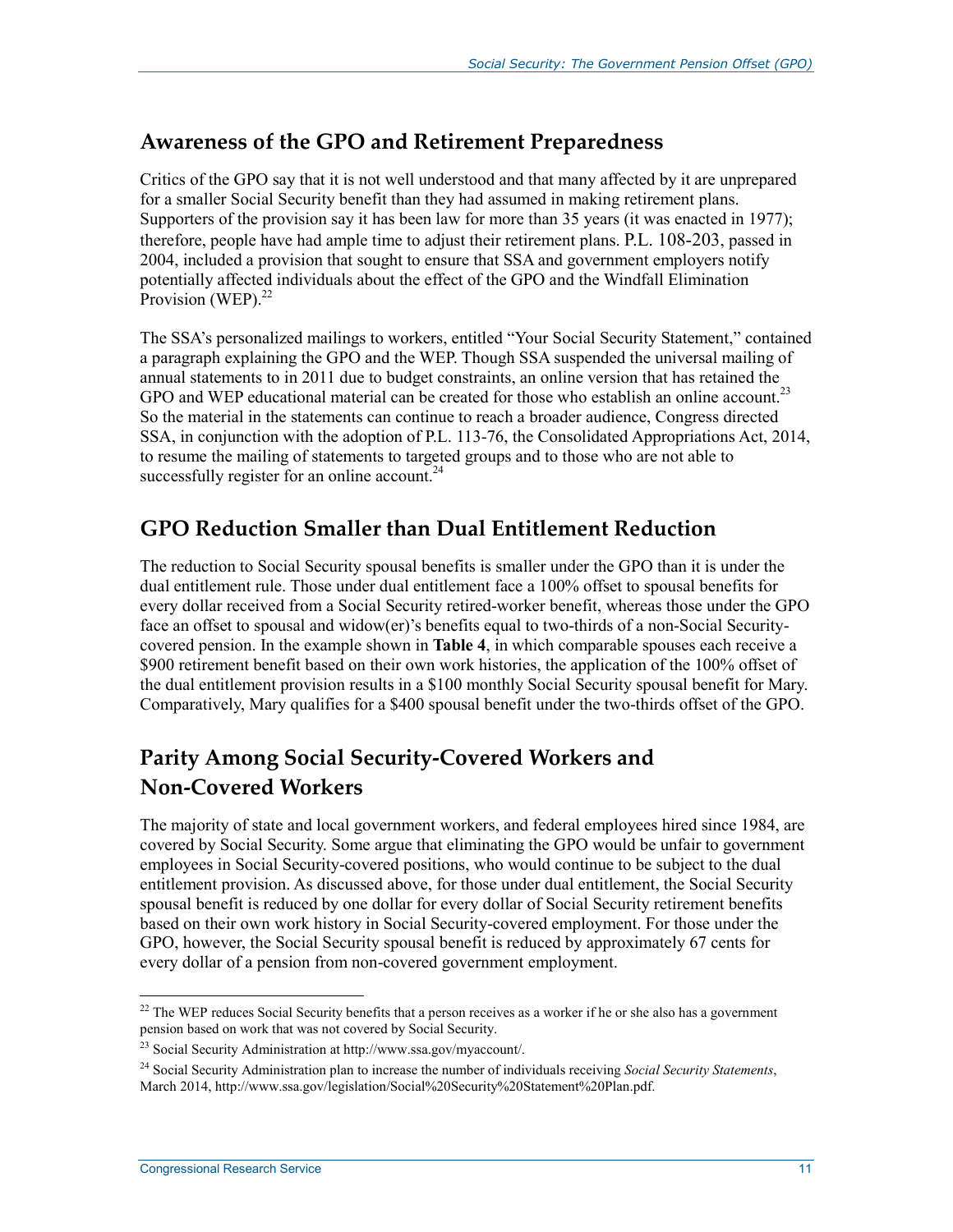## Awareness of the GPO and Retirement Preparedness

Critics of the GPO say that it is not well understood and that many affected by it are unprepared for a smaller Social Security benefit than they had assumed in making retirement plans. Supporters of the provision say it has been law for more than 35 years (it was enacted in 1977); therefore, people have had ample time to adjust their retirement plans. P.L. 108-203, passed in 2004, included a provision that sought to ensure that SSA and government employers notify potentially affected individuals about the effect of the GPO and the Windfall Elimination Provision (WEP).[22]

The SSA's personalized mailings to workers, entitled "Your Social Security Statement," contained a paragraph explaining the GPO and the WEP. Though SSA suspended the universal mailing of annual statements to in 2011 due to budget constraints, an online version that has retained the GPO and WEP educational material can be created for those who establish an online account.[23] So the material in the statements can continue to reach a broader audience, Congress directed SSA, in conjunction with the adoption of P.L. 113-76, the Consolidated Appropriations Act, 2014, to resume the mailing of statements to targeted groups and to those who are not able to successfully register for an online account.[24]

## GPO Reduction Smaller than Dual Entitlement Reduction

The reduction to Social Security spousal benefits is smaller under the GPO than it is under the dual entitlement rule. Those under dual entitlement face a 100% offset to spousal benefits for every dollar received from a Social Security retired-worker benefit, whereas those under the GPO face an offset to spousal and widow(er)'s benefits equal to two-thirds of a non-Social Security-covered pension. In the example shown in **Table 4**, in which comparable spouses each receive a $900 retirement benefit based on their own work histories, the application of the 100% offset of the dual entitlement provision results in a $100 monthly Social Security spousal benefit for Mary. Comparatively, Mary qualifies for a $400 spousal benefit under the two-thirds offset of the GPO.

## Parity Among Social Security-Covered Workers and Non-Covered Workers

The majority of state and local government workers, and federal employees hired since 1984, are covered by Social Security. Some argue that eliminating the GPO would be unfair to government employees in Social Security-covered positions, who would continue to be subject to the dual entitlement provision. As discussed above, for those under dual entitlement, the Social Security spousal benefit is reduced by one dollar for every dollar of Social Security retirement benefits based on their own work history in Social Security-covered employment. For those under the GPO, however, the Social Security spousal benefit is reduced by approximately 67 cents for every dollar of a pension from non-covered government employment.

---

[22] The WEP reduces Social Security benefits that a person receives as a worker if he or she also has a government pension based on work that was not covered by Social Security.

[23] Social Security Administration at http://www.ssa.gov/myaccount/.

[24] Social Security Administration plan to increase the number of individuals receiving *Social Security Statements*, March 2014, http://www.ssa.gov/legislation/Social%20Security%20Statement%20Plan.pdf.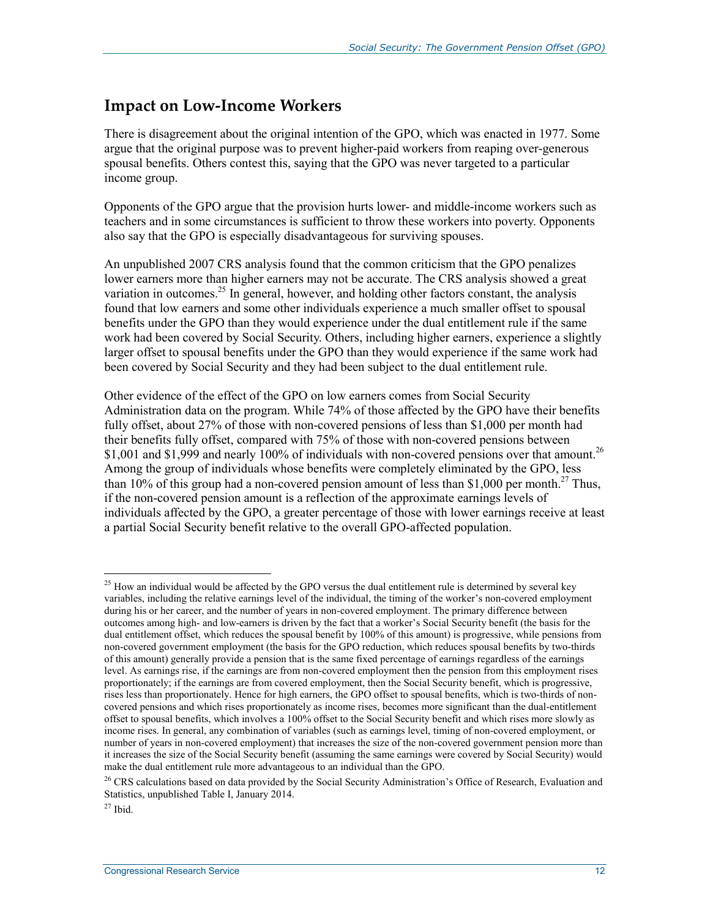## Impact on Low-Income Workers

There is disagreement about the original intention of the GPO, which was enacted in 1977. Some argue that the original purpose was to prevent higher-paid workers from reaping over-generous spousal benefits. Others contest this, saying that the GPO was never targeted to a particular income group.

Opponents of the GPO argue that the provision hurts lower- and middle-income workers such as teachers and in some circumstances is sufficient to throw these workers into poverty. Opponents also say that the GPO is especially disadvantageous for surviving spouses.

An unpublished 2007 CRS analysis found that the common criticism that the GPO penalizes lower earners more than higher earners may not be accurate. The CRS analysis showed a great variation in outcomes.[25] In general, however, and holding other factors constant, the analysis found that low earners and some other individuals experience a much smaller offset to spousal benefits under the GPO than they would experience under the dual entitlement rule if the same work had been covered by Social Security. Others, including higher earners, experience a slightly larger offset to spousal benefits under the GPO than they would experience if the same work had been covered by Social Security and they had been subject to the dual entitlement rule.

Other evidence of the effect of the GPO on low earners comes from Social Security Administration data on the program. While 74% of those affected by the GPO have their benefits fully offset, about 27% of those with non-covered pensions of less than $1,000 per month had their benefits fully offset, compared with 75% of those with non-covered pensions between $1,001 and $1,999 and nearly 100% of individuals with non-covered pensions over that amount.[26] Among the group of individuals whose benefits were completely eliminated by the GPO, less than 10% of this group had a non-covered pension amount of less than $1,000 per month.[27] Thus, if the non-covered pension amount is a reflection of the approximate earnings levels of individuals affected by the GPO, a greater percentage of those with lower earnings receive at least a partial Social Security benefit relative to the overall GPO-affected population.

---

[25] How an individual would be affected by the GPO versus the dual entitlement rule is determined by several key variables, including the relative earnings level of the individual, the timing of the worker's non-covered employment during his or her career, and the number of years in non-covered employment. The primary difference between outcomes among high- and low-earners is driven by the fact that a worker's Social Security benefit (the basis for the dual entitlement offset, which reduces the spousal benefit by 100% of this amount) is progressive, while pensions from non-covered government employment (the basis for the GPO reduction, which reduces spousal benefits by two-thirds of this amount) generally provide a pension that is the same fixed percentage of earnings regardless of the earnings level. As earnings rise, if the earnings are from non-covered employment then the pension from this employment rises proportionately; if the earnings are from covered employment, then the Social Security benefit, which is progressive, rises less than proportionately. Hence for high earners, the GPO offset to spousal benefits, which is two-thirds of non-covered pensions and which rises proportionately as income rises, becomes more significant than the dual-entitlement offset to spousal benefits, which involves a 100% offset to the Social Security benefit and which rises more slowly as income rises. In general, any combination of variables (such as earnings level, timing of non-covered employment, or number of years in non-covered employment) that increases the size of the non-covered government pension more than it increases the size of the Social Security benefit (assuming the same earnings were covered by Social Security) would make the dual entitlement rule more advantageous to an individual than the GPO.

[26] CRS calculations based on data provided by the Social Security Administration's Office of Research, Evaluation and Statistics, unpublished Table I, January 2014.

[27] Ibid.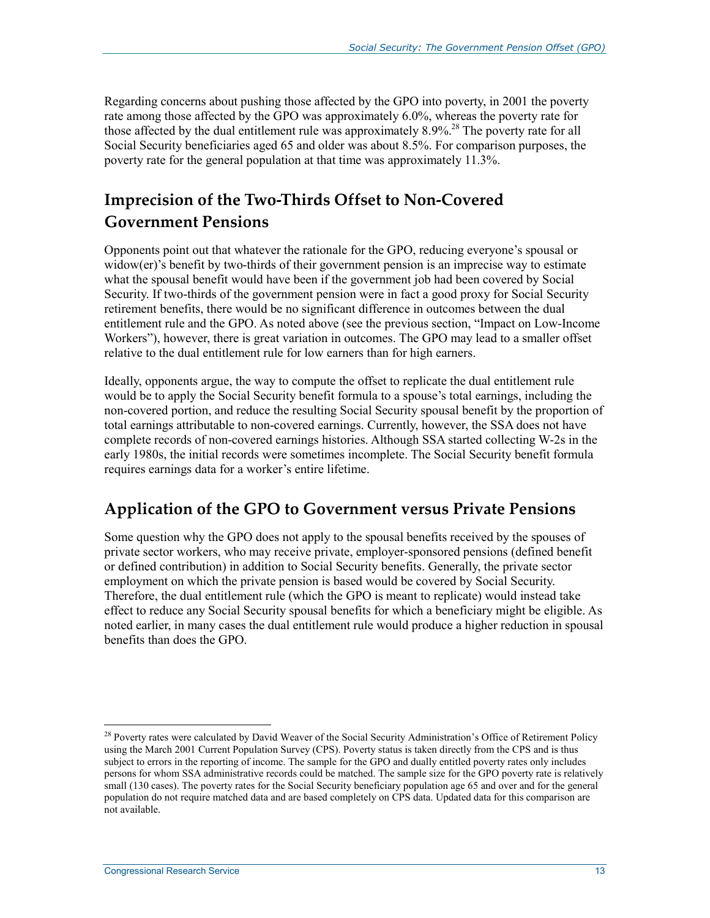Regarding concerns about pushing those affected by the GPO into poverty, in 2001 the poverty rate among those affected by the GPO was approximately 6.0%, whereas the poverty rate for those affected by the dual entitlement rule was approximately 8.9%.[28] The poverty rate for all Social Security beneficiaries aged 65 and older was about 8.5%. For comparison purposes, the poverty rate for the general population at that time was approximately 11.3%.

## Imprecision of the Two-Thirds Offset to Non-Covered Government Pensions

Opponents point out that whatever the rationale for the GPO, reducing everyone's spousal or widow(er)'s benefit by two-thirds of their government pension is an imprecise way to estimate what the spousal benefit would have been if the government job had been covered by Social Security. If two-thirds of the government pension were in fact a good proxy for Social Security retirement benefits, there would be no significant difference in outcomes between the dual entitlement rule and the GPO. As noted above (see the previous section, "Impact on Low-Income Workers"), however, there is great variation in outcomes. The GPO may lead to a smaller offset relative to the dual entitlement rule for low earners than for high earners.

Ideally, opponents argue, the way to compute the offset to replicate the dual entitlement rule would be to apply the Social Security benefit formula to a spouse's total earnings, including the non-covered portion, and reduce the resulting Social Security spousal benefit by the proportion of total earnings attributable to non-covered earnings. Currently, however, the SSA does not have complete records of non-covered earnings histories. Although SSA started collecting W-2s in the early 1980s, the initial records were sometimes incomplete. The Social Security benefit formula requires earnings data for a worker's entire lifetime.

## Application of the GPO to Government versus Private Pensions

Some question why the GPO does not apply to the spousal benefits received by the spouses of private sector workers, who may receive private, employer-sponsored pensions (defined benefit or defined contribution) in addition to Social Security benefits. Generally, the private sector employment on which the private pension is based would be covered by Social Security. Therefore, the dual entitlement rule (which the GPO is meant to replicate) would instead take effect to reduce any Social Security spousal benefits for which a beneficiary might be eligible. As noted earlier, in many cases the dual entitlement rule would produce a higher reduction in spousal benefits than does the GPO.

---

[28] Poverty rates were calculated by David Weaver of the Social Security Administration's Office of Retirement Policy using the March 2001 Current Population Survey (CPS). Poverty status is taken directly from the CPS and is thus subject to errors in the reporting of income. The sample for the GPO and dually entitled poverty rates only includes persons for whom SSA administrative records could be matched. The sample size for the GPO poverty rate is relatively small (130 cases). The poverty rates for the Social Security beneficiary population age 65 and over and for the general population do not require matched data and are based completely on CPS data. Updated data for this comparison are not available.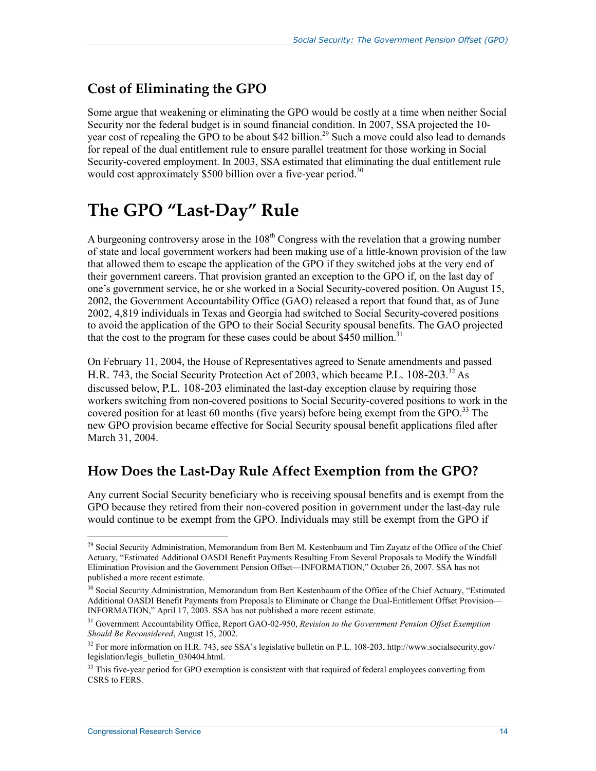## Cost of Eliminating the GPO

Some argue that weakening or eliminating the GPO would be costly at a time when neither Social Security nor the federal budget is in sound financial condition. In 2007, SSA projected the 10-year cost of repealing the GPO to be about $42 billion.[29] Such a move could also lead to demands for repeal of the dual entitlement rule to ensure parallel treatment for those working in Social Security-covered employment. In 2003, SSA estimated that eliminating the dual entitlement rule would cost approximately $500 billion over a five-year period.[30]

# The GPO "Last-Day" Rule

A burgeoning controversy arose in the 108th Congress with the revelation that a growing number of state and local government workers had been making use of a little-known provision of the law that allowed them to escape the application of the GPO if they switched jobs at the very end of their government careers. That provision granted an exception to the GPO if, on the last day of one's government service, he or she worked in a Social Security-covered position. On August 15, 2002, the Government Accountability Office (GAO) released a report that found that, as of June 2002, 4,819 individuals in Texas and Georgia had switched to Social Security-covered positions to avoid the application of the GPO to their Social Security spousal benefits. The GAO projected that the cost to the program for these cases could be about $450 million.[31]

On February 11, 2004, the House of Representatives agreed to Senate amendments and passed H.R. 743, the Social Security Protection Act of 2003, which became P.L. 108-203.[32] As discussed below, P.L. 108-203 eliminated the last-day exception clause by requiring those workers switching from non-covered positions to Social Security-covered positions to work in the covered position for at least 60 months (five years) before being exempt from the GPO.[33] The new GPO provision became effective for Social Security spousal benefit applications filed after March 31, 2004.

## How Does the Last-Day Rule Affect Exemption from the GPO?

Any current Social Security beneficiary who is receiving spousal benefits and is exempt from the GPO because they retired from their non-covered position in government under the last-day rule would continue to be exempt from the GPO. Individuals may still be exempt from the GPO if

[29] Social Security Administration, Memorandum from Bert M. Kestenbaum and Tim Zayatz of the Office of the Chief Actuary, "Estimated Additional OASDI Benefit Payments Resulting From Several Proposals to Modify the Windfall Elimination Provision and the Government Pension Offset—INFORMATION," October 26, 2007. SSA has not published a more recent estimate.

[30] Social Security Administration, Memorandum from Bert Kestenbaum of the Office of the Chief Actuary, "Estimated Additional OASDI Benefit Payments from Proposals to Eliminate or Change the Dual-Entitlement Offset Provision—INFORMATION," April 17, 2003. SSA has not published a more recent estimate.

[31] Government Accountability Office, Report GAO-02-950, *Revision to the Government Pension Offset Exemption Should Be Reconsidered*, August 15, 2002.

[32] For more information on H.R. 743, see SSA's legislative bulletin on P.L. 108-203, http://www.socialsecurity.gov/legislation/legis_bulletin_030404.html.

[33] This five-year period for GPO exemption is consistent with that required of federal employees converting from CSRS to FERS.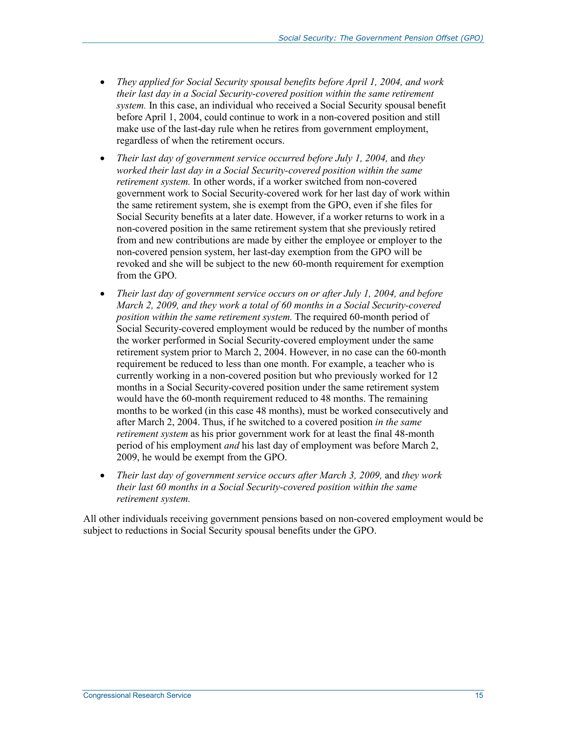- *They applied for Social Security spousal benefits before April 1, 2004, and work their last day in a Social Security-covered position within the same retirement system.* In this case, an individual who received a Social Security spousal benefit before April 1, 2004, could continue to work in a non-covered position and still make use of the last-day rule when he retires from government employment, regardless of when the retirement occurs.
- *Their last day of government service occurred before July 1, 2004,* and *they worked their last day in a Social Security-covered position within the same retirement system.* In other words, if a worker switched from non-covered government work to Social Security-covered work for her last day of work within the same retirement system, she is exempt from the GPO, even if she files for Social Security benefits at a later date. However, if a worker returns to work in a non-covered position in the same retirement system that she previously retired from and new contributions are made by either the employee or employer to the non-covered pension system, her last-day exemption from the GPO will be revoked and she will be subject to the new 60-month requirement for exemption from the GPO.
- *Their last day of government service occurs on or after July 1, 2004, and before March 2, 2009, and they work a total of 60 months in a Social Security-covered position within the same retirement system.* The required 60-month period of Social Security-covered employment would be reduced by the number of months the worker performed in Social Security-covered employment under the same retirement system prior to March 2, 2004. However, in no case can the 60-month requirement be reduced to less than one month. For example, a teacher who is currently working in a non-covered position but who previously worked for 12 months in a Social Security-covered position under the same retirement system would have the 60-month requirement reduced to 48 months. The remaining months to be worked (in this case 48 months), must be worked consecutively and after March 2, 2004. Thus, if he switched to a covered position *in the same retirement system* as his prior government work for at least the final 48-month period of his employment *and* his last day of employment was before March 2, 2009, he would be exempt from the GPO.
- *Their last day of government service occurs after March 3, 2009,* and *they work their last 60 months in a Social Security-covered position within the same retirement system.*

All other individuals receiving government pensions based on non-covered employment would be subject to reductions in Social Security spousal benefits under the GPO.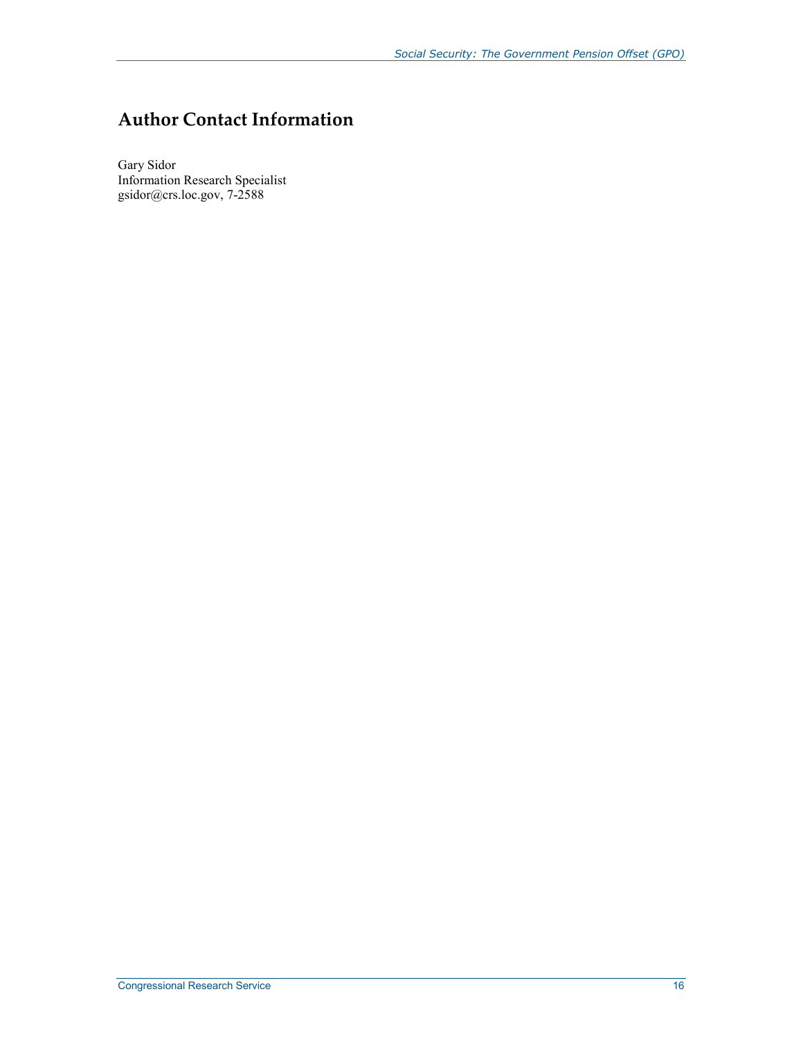## Author Contact Information

Gary Sidor
Information Research Specialist
gsidor@crs.loc.gov, 7-2588